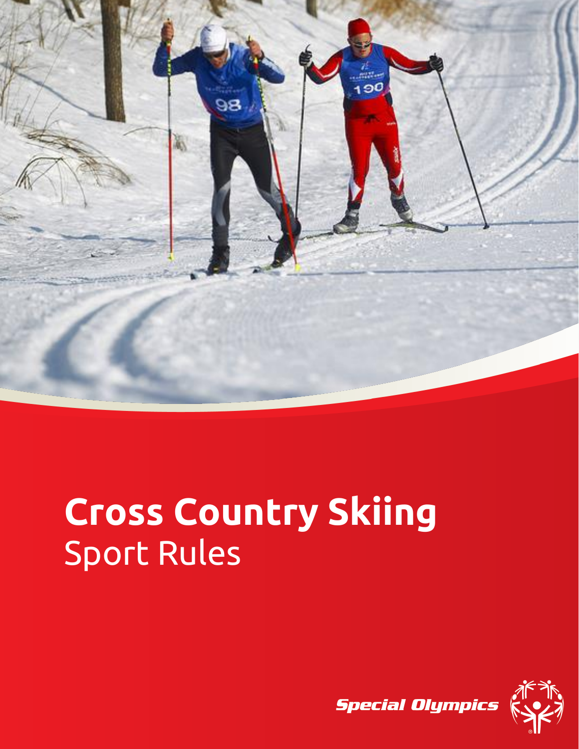# Cross Country Skiing
Sport Rules

Special Olympics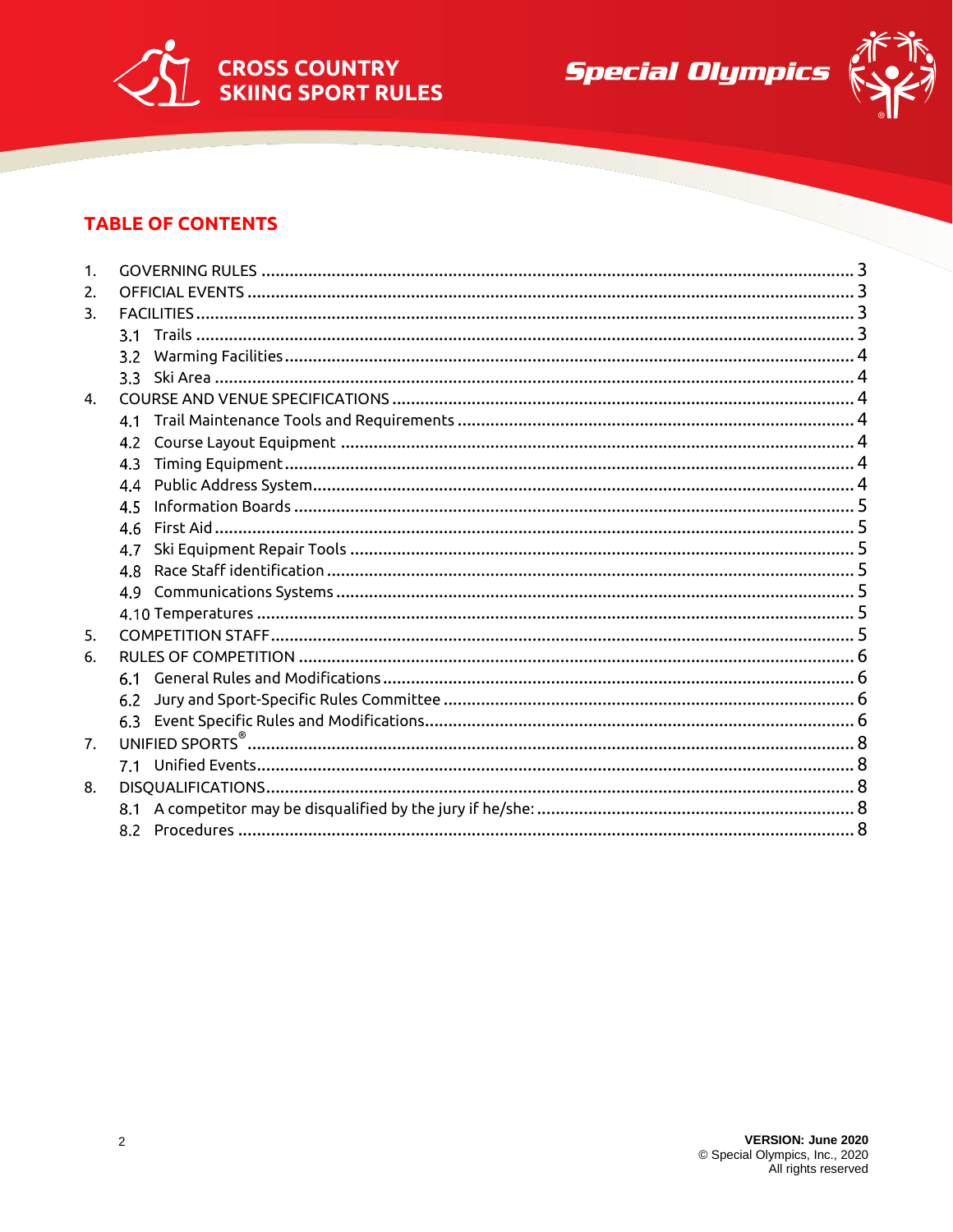## TABLE OF CONTENTS

1. GOVERNING RULES ..... 3
2. OFFICIAL EVENTS ..... 3
3. FACILITIES ..... 3
   - 3.1 Trails ..... 3
   - 3.2 Warming Facilities ..... 4
   - 3.3 Ski Area ..... 4
4. COURSE AND VENUE SPECIFICATIONS ..... 4
   - 4.1 Trail Maintenance Tools and Requirements ..... 4
   - 4.2 Course Layout Equipment ..... 4
   - 4.3 Timing Equipment ..... 4
   - 4.4 Public Address System ..... 4
   - 4.5 Information Boards ..... 5
   - 4.6 First Aid ..... 5
   - 4.7 Ski Equipment Repair Tools ..... 5
   - 4.8 Race Staff identification ..... 5
   - 4.9 Communications Systems ..... 5
   - 4.10 Temperatures ..... 5
5. COMPETITION STAFF ..... 5
6. RULES OF COMPETITION ..... 6
   - 6.1 General Rules and Modifications ..... 6
   - 6.2 Jury and Sport-Specific Rules Committee ..... 6
   - 6.3 Event Specific Rules and Modifications ..... 6
7. UNIFIED SPORTS® ..... 8
   - 7.1 Unified Events ..... 8
8. DISQUALIFICATIONS ..... 8
   - 8.1 A competitor may be disqualified by the jury if he/she: ..... 8
   - 8.2 Procedures ..... 8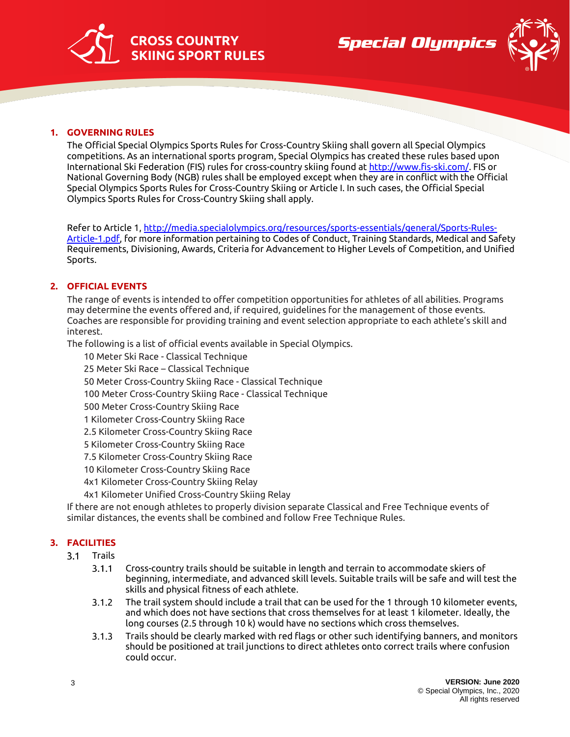## 1. GOVERNING RULES

The Official Special Olympics Sports Rules for Cross-Country Skiing shall govern all Special Olympics competitions. As an international sports program, Special Olympics has created these rules based upon International Ski Federation (FIS) rules for cross-country skiing found at [http://www.fis-ski.com/](http://www.fis-ski.com/). FIS or National Governing Body (NGB) rules shall be employed except when they are in conflict with the Official Special Olympics Sports Rules for Cross-Country Skiing or Article I. In such cases, the Official Special Olympics Sports Rules for Cross-Country Skiing shall apply.

Refer to Article 1, [http://media.specialolympics.org/resources/sports-essentials/general/Sports-Rules-Article-1.pdf](http://media.specialolympics.org/resources/sports-essentials/general/Sports-Rules-Article-1.pdf), for more information pertaining to Codes of Conduct, Training Standards, Medical and Safety Requirements, Divisioning, Awards, Criteria for Advancement to Higher Levels of Competition, and Unified Sports.

## 2. OFFICIAL EVENTS

The range of events is intended to offer competition opportunities for athletes of all abilities. Programs may determine the events offered and, if required, guidelines for the management of those events. Coaches are responsible for providing training and event selection appropriate to each athlete's skill and interest.

The following is a list of official events available in Special Olympics.

- 10 Meter Ski Race - Classical Technique
- 25 Meter Ski Race – Classical Technique
- 50 Meter Cross-Country Skiing Race - Classical Technique
- 100 Meter Cross-Country Skiing Race - Classical Technique
- 500 Meter Cross-Country Skiing Race
- 1 Kilometer Cross-Country Skiing Race
- 2.5 Kilometer Cross-Country Skiing Race
- 5 Kilometer Cross-Country Skiing Race
- 7.5 Kilometer Cross-Country Skiing Race
- 10 Kilometer Cross-Country Skiing Race
- 4x1 Kilometer Cross-Country Skiing Relay
- 4x1 Kilometer Unified Cross-Country Skiing Relay

If there are not enough athletes to properly division separate Classical and Free Technique events of similar distances, the events shall be combined and follow Free Technique Rules.

## 3. FACILITIES

### 3.1 Trails

3.1.1 Cross-country trails should be suitable in length and terrain to accommodate skiers of beginning, intermediate, and advanced skill levels. Suitable trails will be safe and will test the skills and physical fitness of each athlete.

3.1.2 The trail system should include a trail that can be used for the 1 through 10 kilometer events, and which does not have sections that cross themselves for at least 1 kilometer. Ideally, the long courses (2.5 through 10 k) would have no sections which cross themselves.

3.1.3 Trails should be clearly marked with red flags or other such identifying banners, and monitors should be positioned at trail junctions to direct athletes onto correct trails where confusion could occur.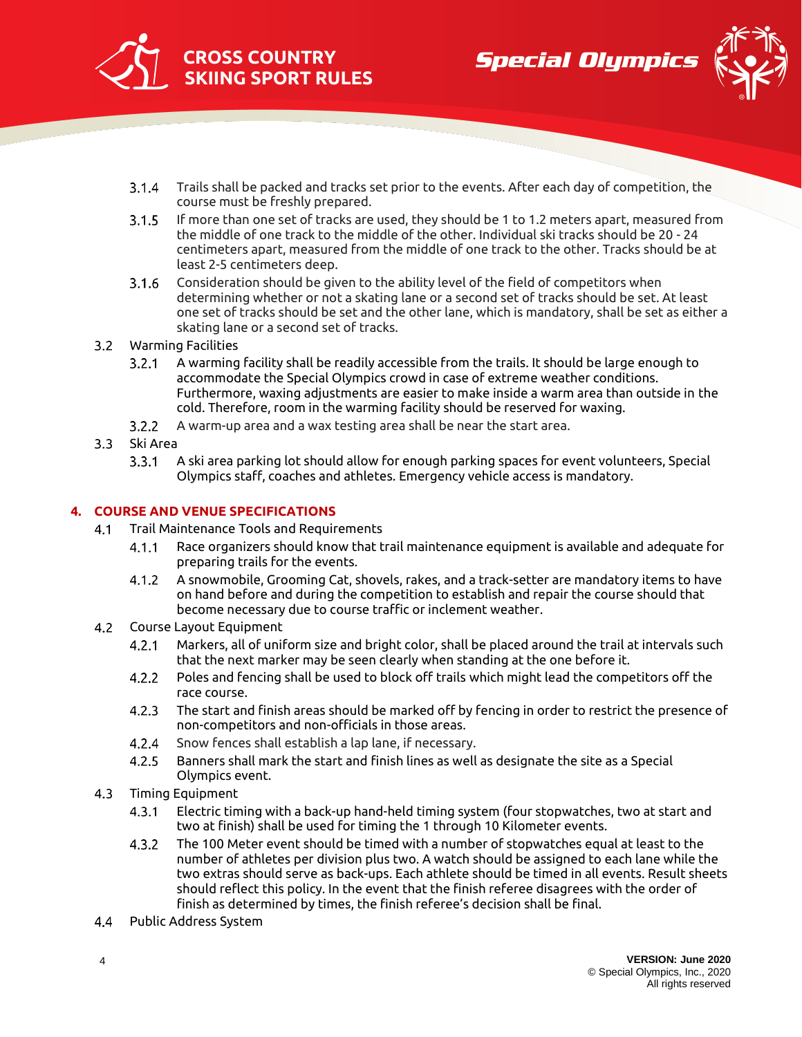- 3.1.4 Trails shall be packed and tracks set prior to the events. After each day of competition, the course must be freshly prepared.
- 3.1.5 If more than one set of tracks are used, they should be 1 to 1.2 meters apart, measured from the middle of one track to the middle of the other. Individual ski tracks should be 20 - 24 centimeters apart, measured from the middle of one track to the other. Tracks should be at least 2-5 centimeters deep.
- 3.1.6 Consideration should be given to the ability level of the field of competitors when determining whether or not a skating lane or a second set of tracks should be set. At least one set of tracks should be set and the other lane, which is mandatory, shall be set as either a skating lane or a second set of tracks.

3.2 Warming Facilities

- 3.2.1 A warming facility shall be readily accessible from the trails. It should be large enough to accommodate the Special Olympics crowd in case of extreme weather conditions. Furthermore, waxing adjustments are easier to make inside a warm area than outside in the cold. Therefore, room in the warming facility should be reserved for waxing.
- 3.2.2 A warm-up area and a wax testing area shall be near the start area.

3.3 Ski Area

- 3.3.1 A ski area parking lot should allow for enough parking spaces for event volunteers, Special Olympics staff, coaches and athletes. Emergency vehicle access is mandatory.

## 4. COURSE AND VENUE SPECIFICATIONS

4.1 Trail Maintenance Tools and Requirements

- 4.1.1 Race organizers should know that trail maintenance equipment is available and adequate for preparing trails for the events.
- 4.1.2 A snowmobile, Grooming Cat, shovels, rakes, and a track-setter are mandatory items to have on hand before and during the competition to establish and repair the course should that become necessary due to course traffic or inclement weather.

4.2 Course Layout Equipment

- 4.2.1 Markers, all of uniform size and bright color, shall be placed around the trail at intervals such that the next marker may be seen clearly when standing at the one before it.
- 4.2.2 Poles and fencing shall be used to block off trails which might lead the competitors off the race course.
- 4.2.3 The start and finish areas should be marked off by fencing in order to restrict the presence of non-competitors and non-officials in those areas.
- 4.2.4 Snow fences shall establish a lap lane, if necessary.
- 4.2.5 Banners shall mark the start and finish lines as well as designate the site as a Special Olympics event.

4.3 Timing Equipment

- 4.3.1 Electric timing with a back-up hand-held timing system (four stopwatches, two at start and two at finish) shall be used for timing the 1 through 10 Kilometer events.
- 4.3.2 The 100 Meter event should be timed with a number of stopwatches equal at least to the number of athletes per division plus two. A watch should be assigned to each lane while the two extras should serve as back-ups. Each athlete should be timed in all events. Result sheets should reflect this policy. In the event that the finish referee disagrees with the order of finish as determined by times, the finish referee's decision shall be final.

4.4 Public Address System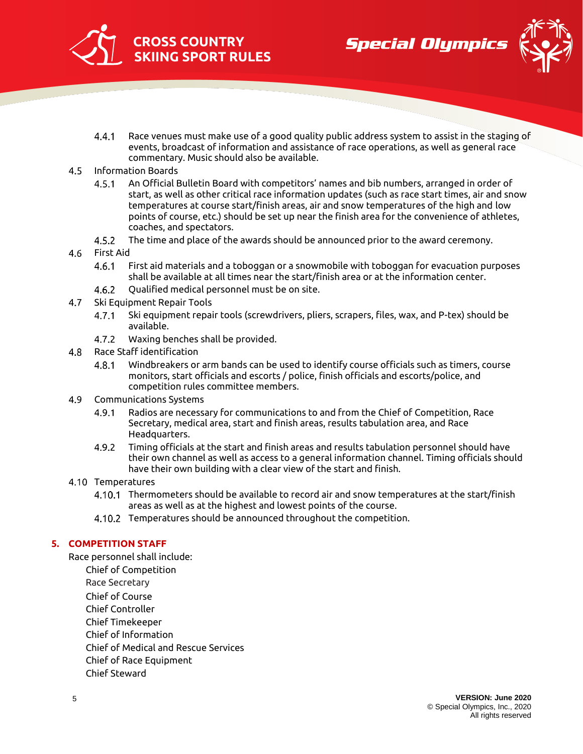4.4.1 Race venues must make use of a good quality public address system to assist in the staging of events, broadcast of information and assistance of race operations, as well as general race commentary. Music should also be available.

4.5 Information Boards

4.5.1 An Official Bulletin Board with competitors' names and bib numbers, arranged in order of start, as well as other critical race information updates (such as race start times, air and snow temperatures at course start/finish areas, air and snow temperatures of the high and low points of course, etc.) should be set up near the finish area for the convenience of athletes, coaches, and spectators.

4.5.2 The time and place of the awards should be announced prior to the award ceremony.

4.6 First Aid

4.6.1 First aid materials and a toboggan or a snowmobile with toboggan for evacuation purposes shall be available at all times near the start/finish area or at the information center.

4.6.2 Qualified medical personnel must be on site.

4.7 Ski Equipment Repair Tools

4.7.1 Ski equipment repair tools (screwdrivers, pliers, scrapers, files, wax, and P-tex) should be available.

4.7.2 Waxing benches shall be provided.

4.8 Race Staff identification

4.8.1 Windbreakers or arm bands can be used to identify course officials such as timers, course monitors, start officials and escorts / police, finish officials and escorts/police, and competition rules committee members.

4.9 Communications Systems

4.9.1 Radios are necessary for communications to and from the Chief of Competition, Race Secretary, medical area, start and finish areas, results tabulation area, and Race Headquarters.

4.9.2 Timing officials at the start and finish areas and results tabulation personnel should have their own channel as well as access to a general information channel. Timing officials should have their own building with a clear view of the start and finish.

4.10 Temperatures

4.10.1 Thermometers should be available to record air and snow temperatures at the start/finish areas as well as at the highest and lowest points of the course.

4.10.2 Temperatures should be announced throughout the competition.

## 5. COMPETITION STAFF

Race personnel shall include:

- Chief of Competition
- Race Secretary
- Chief of Course
- Chief Controller
- Chief Timekeeper
- Chief of Information
- Chief of Medical and Rescue Services
- Chief of Race Equipment
- Chief Steward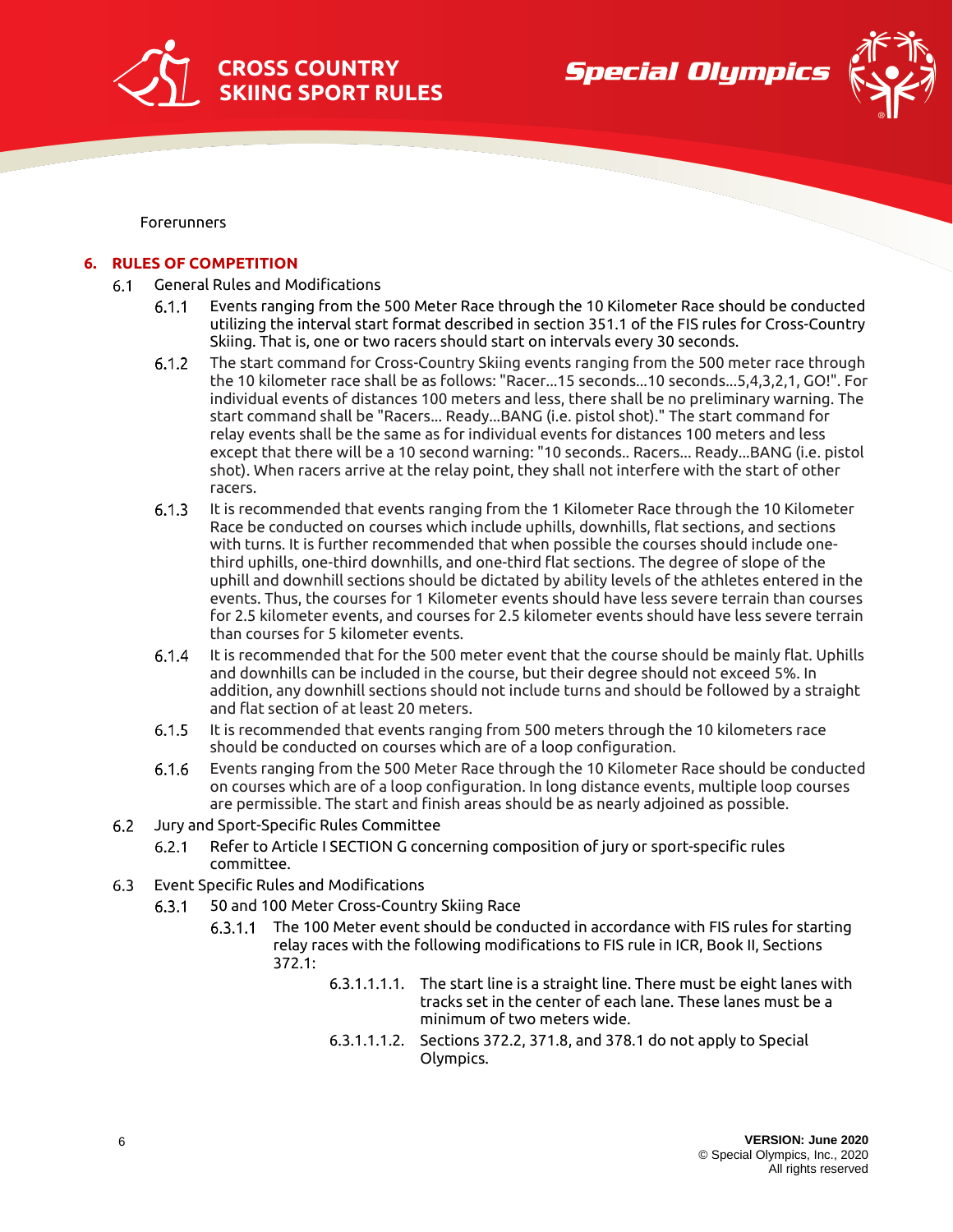Forerunners

## 6. RULES OF COMPETITION

### 6.1 General Rules and Modifications

6.1.1 Events ranging from the 500 Meter Race through the 10 Kilometer Race should be conducted utilizing the interval start format described in section 351.1 of the FIS rules for Cross-Country Skiing. That is, one or two racers should start on intervals every 30 seconds.

6.1.2 The start command for Cross-Country Skiing events ranging from the 500 meter race through the 10 kilometer race shall be as follows: "Racer...15 seconds...10 seconds...5,4,3,2,1, GO!". For individual events of distances 100 meters and less, there shall be no preliminary warning. The start command shall be "Racers... Ready...BANG (i.e. pistol shot)." The start command for relay events shall be the same as for individual events for distances 100 meters and less except that there will be a 10 second warning: "10 seconds.. Racers... Ready...BANG (i.e. pistol shot). When racers arrive at the relay point, they shall not interfere with the start of other racers.

6.1.3 It is recommended that events ranging from the 1 Kilometer Race through the 10 Kilometer Race be conducted on courses which include uphills, downhills, flat sections, and sections with turns. It is further recommended that when possible the courses should include one-third uphills, one-third downhills, and one-third flat sections. The degree of slope of the uphill and downhill sections should be dictated by ability levels of the athletes entered in the events. Thus, the courses for 1 Kilometer events should have less severe terrain than courses for 2.5 kilometer events, and courses for 2.5 kilometer events should have less severe terrain than courses for 5 kilometer events.

6.1.4 It is recommended that for the 500 meter event that the course should be mainly flat. Uphills and downhills can be included in the course, but their degree should not exceed 5%. In addition, any downhill sections should not include turns and should be followed by a straight and flat section of at least 20 meters.

6.1.5 It is recommended that events ranging from 500 meters through the 10 kilometers race should be conducted on courses which are of a loop configuration.

6.1.6 Events ranging from the 500 Meter Race through the 10 Kilometer Race should be conducted on courses which are of a loop configuration. In long distance events, multiple loop courses are permissible. The start and finish areas should be as nearly adjoined as possible.

### 6.2 Jury and Sport-Specific Rules Committee

6.2.1 Refer to Article I SECTION G concerning composition of jury or sport-specific rules committee.

### 6.3 Event Specific Rules and Modifications

6.3.1 50 and 100 Meter Cross-Country Skiing Race

6.3.1.1 The 100 Meter event should be conducted in accordance with FIS rules for starting relay races with the following modifications to FIS rule in ICR, Book II, Sections 372.1:

6.3.1.1.1.1. The start line is a straight line. There must be eight lanes with tracks set in the center of each lane. These lanes must be a minimum of two meters wide.

6.3.1.1.1.2. Sections 372.2, 371.8, and 378.1 do not apply to Special Olympics.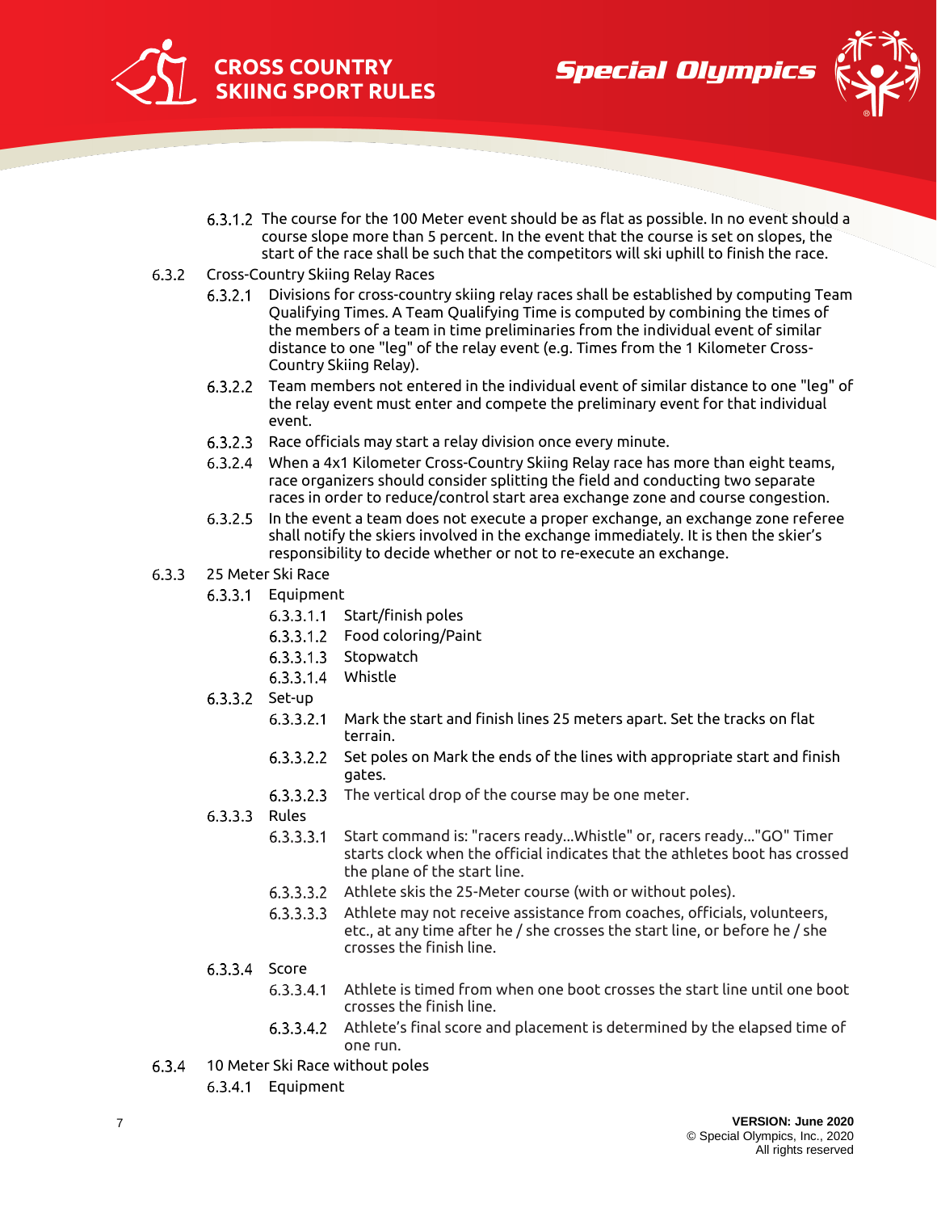6.3.1.2 The course for the 100 Meter event should be as flat as possible. In no event should a course slope more than 5 percent. In the event that the course is set on slopes, the start of the race shall be such that the competitors will ski uphill to finish the race.

6.3.2 Cross-Country Skiing Relay Races

6.3.2.1 Divisions for cross-country skiing relay races shall be established by computing Team Qualifying Times. A Team Qualifying Time is computed by combining the times of the members of a team in time preliminaries from the individual event of similar distance to one "leg" of the relay event (e.g. Times from the 1 Kilometer Cross-Country Skiing Relay).

6.3.2.2 Team members not entered in the individual event of similar distance to one "leg" of the relay event must enter and compete the preliminary event for that individual event.

6.3.2.3 Race officials may start a relay division once every minute.

6.3.2.4 When a 4x1 Kilometer Cross-Country Skiing Relay race has more than eight teams, race organizers should consider splitting the field and conducting two separate races in order to reduce/control start area exchange zone and course congestion.

6.3.2.5 In the event a team does not execute a proper exchange, an exchange zone referee shall notify the skiers involved in the exchange immediately. It is then the skier's responsibility to decide whether or not to re-execute an exchange.

6.3.3 25 Meter Ski Race

6.3.3.1 Equipment

6.3.3.1.1 Start/finish poles

6.3.3.1.2 Food coloring/Paint

6.3.3.1.3 Stopwatch

6.3.3.1.4 Whistle

6.3.3.2 Set-up

6.3.3.2.1 Mark the start and finish lines 25 meters apart. Set the tracks on flat terrain.

6.3.3.2.2 Set poles on Mark the ends of the lines with appropriate start and finish gates.

6.3.3.2.3 The vertical drop of the course may be one meter.

6.3.3.3 Rules

6.3.3.3.1 Start command is: "racers ready…Whistle" or, racers ready…"GO" Timer starts clock when the official indicates that the athletes boot has crossed the plane of the start line.

6.3.3.3.2 Athlete skis the 25-Meter course (with or without poles).

6.3.3.3.3 Athlete may not receive assistance from coaches, officials, volunteers, etc., at any time after he / she crosses the start line, or before he / she crosses the finish line.

6.3.3.4 Score

6.3.3.4.1 Athlete is timed from when one boot crosses the start line until one boot crosses the finish line.

6.3.3.4.2 Athlete's final score and placement is determined by the elapsed time of one run.

6.3.4 10 Meter Ski Race without poles

6.3.4.1 Equipment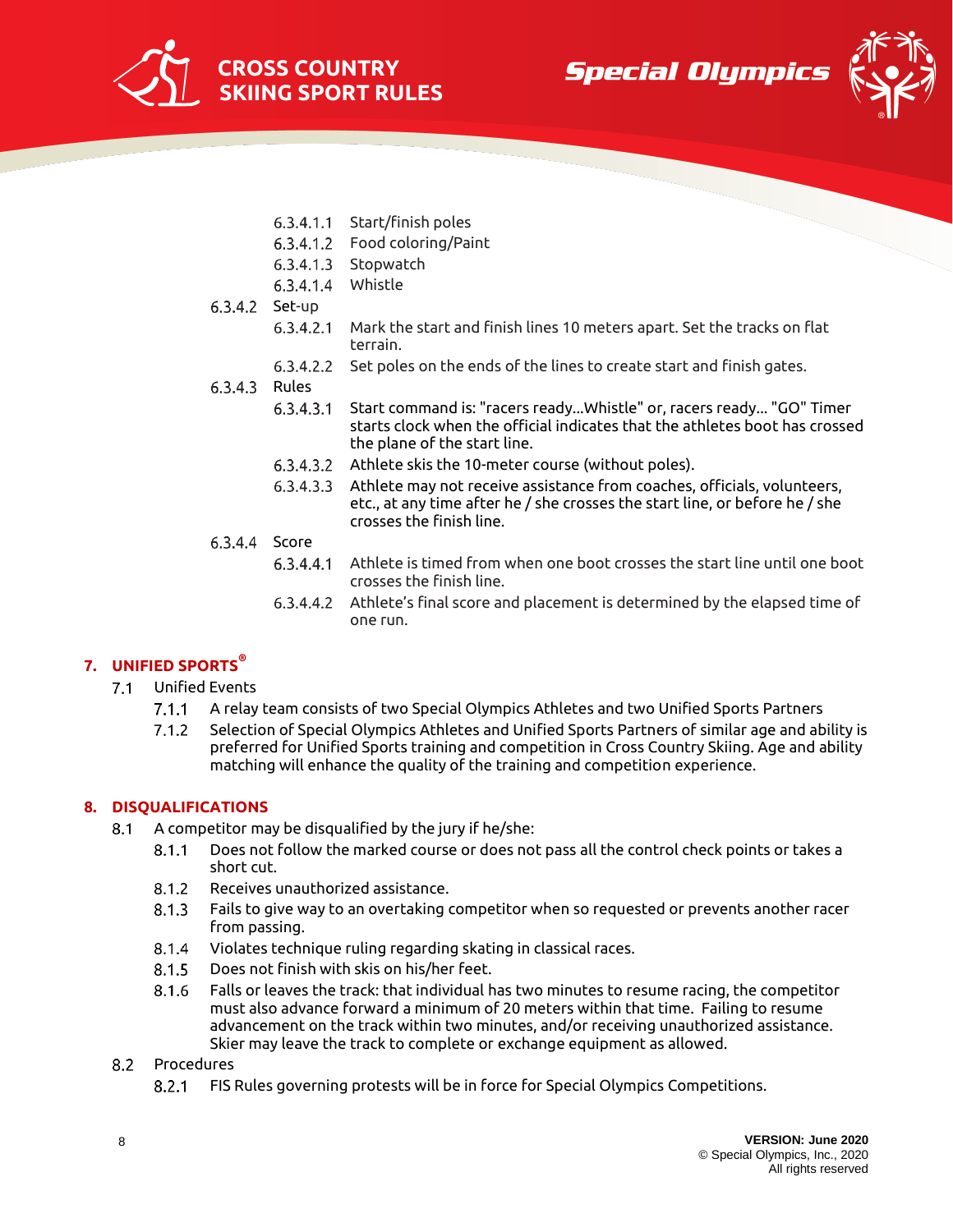- 6.3.4.1.1 Start/finish poles
- 6.3.4.1.2 Food coloring/Paint
- 6.3.4.1.3 Stopwatch
- 6.3.4.1.4 Whistle

6.3.4.2 Set-up

- 6.3.4.2.1 Mark the start and finish lines 10 meters apart. Set the tracks on flat terrain.
- 6.3.4.2.2 Set poles on the ends of the lines to create start and finish gates.

6.3.4.3 Rules

- 6.3.4.3.1 Start command is: "racers ready...Whistle" or, racers ready... "GO" Timer starts clock when the official indicates that the athletes boot has crossed the plane of the start line.
- 6.3.4.3.2 Athlete skis the 10-meter course (without poles).
- 6.3.4.3.3 Athlete may not receive assistance from coaches, officials, volunteers, etc., at any time after he / she crosses the start line, or before he / she crosses the finish line.

6.3.4.4 Score

- 6.3.4.4.1 Athlete is timed from when one boot crosses the start line until one boot crosses the finish line.
- 6.3.4.4.2 Athlete's final score and placement is determined by the elapsed time of one run.

## 7. UNIFIED SPORTS®

7.1 Unified Events

- 7.1.1 A relay team consists of two Special Olympics Athletes and two Unified Sports Partners
- 7.1.2 Selection of Special Olympics Athletes and Unified Sports Partners of similar age and ability is preferred for Unified Sports training and competition in Cross Country Skiing. Age and ability matching will enhance the quality of the training and competition experience.

## 8. DISQUALIFICATIONS

8.1 A competitor may be disqualified by the jury if he/she:

- 8.1.1 Does not follow the marked course or does not pass all the control check points or takes a short cut.
- 8.1.2 Receives unauthorized assistance.
- 8.1.3 Fails to give way to an overtaking competitor when so requested or prevents another racer from passing.
- 8.1.4 Violates technique ruling regarding skating in classical races.
- 8.1.5 Does not finish with skis on his/her feet.
- 8.1.6 Falls or leaves the track: that individual has two minutes to resume racing, the competitor must also advance forward a minimum of 20 meters within that time. Failing to resume advancement on the track within two minutes, and/or receiving unauthorized assistance. Skier may leave the track to complete or exchange equipment as allowed.

8.2 Procedures

- 8.2.1 FIS Rules governing protests will be in force for Special Olympics Competitions.